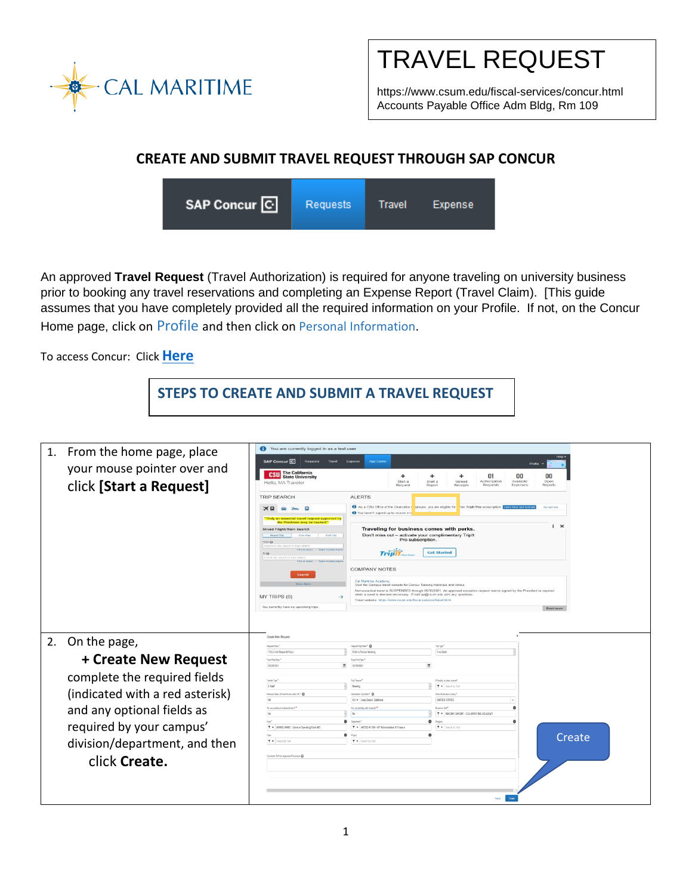CAL MARITIME

# TRAVEL REQUEST

https://www.csum.edu/fiscal-services/concur.html
Accounts Payable Office Adm Bldg, Rm 109

## CREATE AND SUBMIT TRAVEL REQUEST THROUGH SAP CONCUR

SAP Concur | Requests | Travel | Expense

An approved **Travel Request** (Travel Authorization) is required for anyone traveling on university business prior to booking any travel reservations and completing an Expense Report (Travel Claim). [This guide assumes that you have completely provided all the required information on your Profile. If not, on the Concur Home page, click on Profile and then click on Personal Information.

To access Concur: Click **Here**

## STEPS TO CREATE AND SUBMIT A TRAVEL REQUEST

| | |
|---|---|
| 1. From the home page, place your mouse pointer over and click **[Start a Request]** | |
| 2. On the page, **+ Create New Request** complete the required fields (indicated with a red asterisk) and any optional fields as required by your campus' division/department, and then click **Create.** | Create |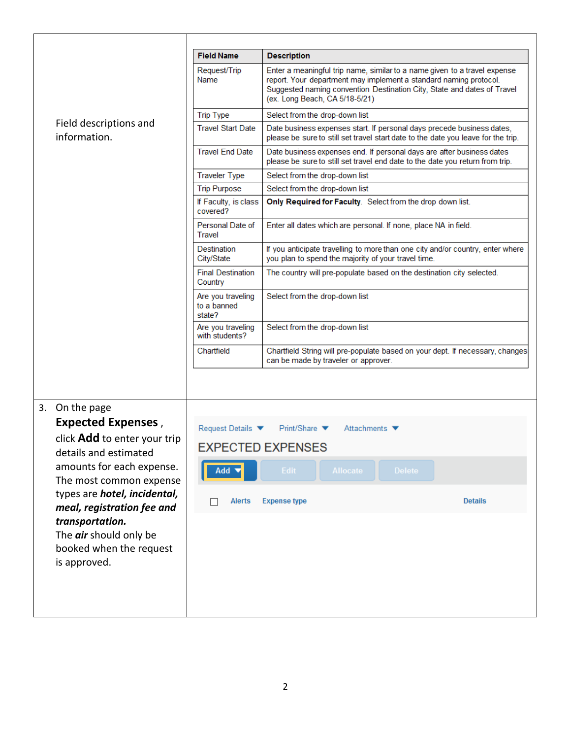| | |
|---|---|
| Field descriptions and information. | *(see field table below)* |
| 3. On the page **Expected Expenses**, click **Add** to enter your trip details and estimated amounts for each expense. The most common expense types are ***hotel, incidental, meal, registration fee and transportation.*** The ***air*** should only be booked when the request is approved. | Request Details ▾ Print/Share ▾ Attachments ▾<br>EXPECTED EXPENSES<br>Add ▾ Edit Allocate Delete<br>☐ Alerts Expense type Details |

| Field Name | Description |
|---|---|
| Request/Trip Name | Enter a meaningful trip name, similar to a name given to a travel expense report. Your department may implement a standard naming protocol. Suggested naming convention Destination City, State and dates of Travel (ex. Long Beach, CA 5/18-5/21) |
| Trip Type | Select from the drop-down list |
| Travel Start Date | Date business expenses start. If personal days precede business dates, please be sure to still set travel start date to the date you leave for the trip. |
| Travel End Date | Date business expenses end. If personal days are after business dates please be sure to still set travel end date to the date you return from trip. |
| Traveler Type | Select from the drop-down list |
| Trip Purpose | Select from the drop-down list |
| If Faculty, is class covered? | **Only Required for Faculty**. Select from the drop down list. |
| Personal Date of Travel | Enter all dates which are personal. If none, place NA in field. |
| Destination City/State | If you anticipate travelling to more than one city and/or country, enter where you plan to spend the majority of your travel time. |
| Final Destination Country | The country will pre-populate based on the destination city selected. |
| Are you traveling to a banned state? | Select from the drop-down list |
| Are you traveling with students? | Select from the drop-down list |
| Chartfield | Chartfield String will pre-populate based on your dept. If necessary, changes can be made by traveler or approver. |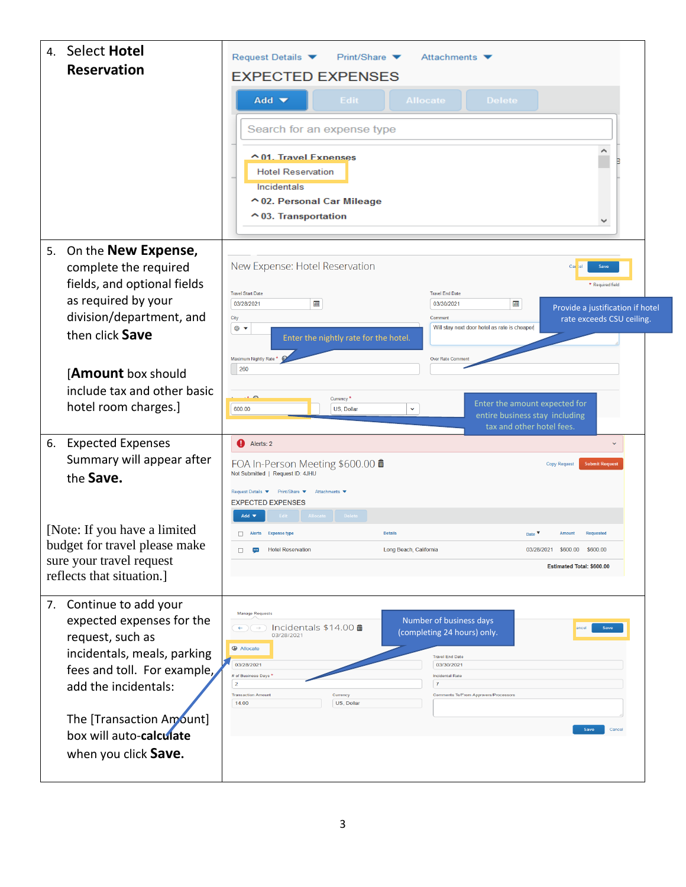| Step | Screenshot |
| --- | --- |
| 4. Select **Hotel Reservation** | Request Details / Print/Share / Attachments<br>EXPECTED EXPENSES<br>Add / Edit / Allocate / Delete<br>Search for an expense type<br>01. Travel Expenses<br>Hotel Reservation<br>Incidentals<br>02. Personal Car Mileage<br>03. Transportation |
| 5. On the **New Expense,** complete the required fields, and optional fields as required by your division/department, and then click **Save**<br><br>[**Amount** box should include tax and other basic hotel room charges.] | New Expense: Hotel Reservation — Cancel / Save<br>* Required field<br>Travel Start Date: 03/28/2021<br>Travel End Date: 03/30/2021<br>City<br>Comment: Will stay next door hotel as rate is cheaper<br>Maximum Nightly Rate *: 260<br>Over Rate Comment<br>Amount *: 600.00<br>Currency *: US, Dollar<br><br>Enter the nightly rate for the hotel.<br>Provide a justification if hotel rate exceeds CSU ceiling.<br>Enter the amount expected for entire business stay including tax and other hotel fees. |
| 6. Expected Expenses Summary will appear after the **Save.**<br><br>[Note: If you have a limited budget for travel please make sure your travel request reflects that situation.] | Alerts: 2<br>FOA In-Person Meeting $600.00<br>Not Submitted \| Request ID: 4JHU<br>Copy Request / Submit Request<br>EXPECTED EXPENSES<br>Alerts / Expense type / Details / Date / Amount / Requested<br>Hotel Reservation / Long Beach, California / 03/28/2021 / $600.00 / $600.00<br>Estimated Total: $600.00 |
| 7. Continue to add your expected expenses for the request, such as incidentals, meals, parking fees and toll. For example, add the incidentals:<br><br>The [Transaction Amount] box will auto-**calculate** when you click **Save.** | Manage Requests<br>Incidentals $14.00<br>03/28/2021<br>Allocate<br>Travel Start Date: 03/28/2021<br>Travel End Date: 03/30/2021<br># of Business Days *: 2<br>Incidental Rate: 7<br>Transaction Amount: 14.00<br>Currency: US, Dollar<br>Comments To/From Approvers/Processors<br>Save / Cancel<br><br>Number of business days (completing 24 hours) only. |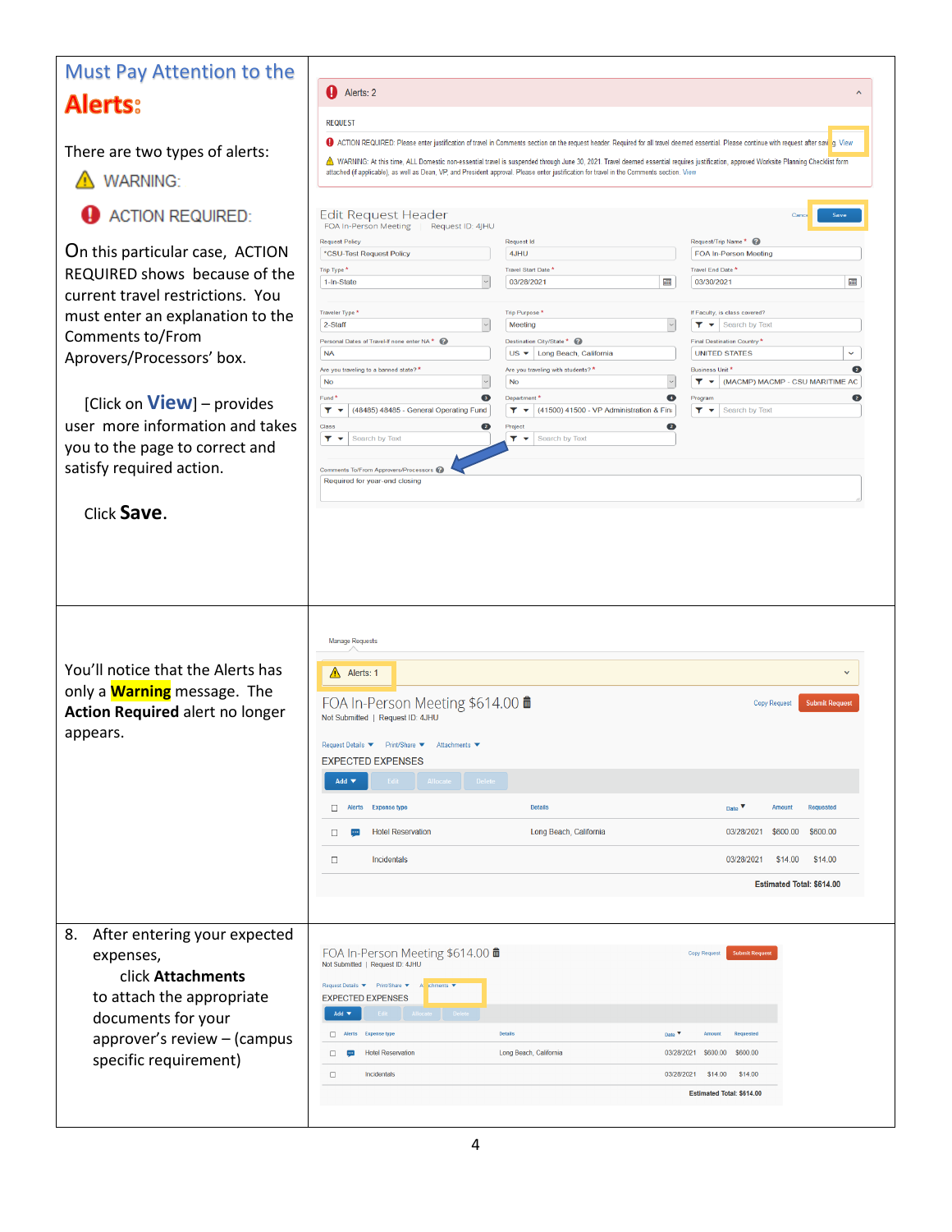## Must Pay Attention to the Alerts:

There are two types of alerts:

⚠ WARNING:

❗ ACTION REQUIRED:

On this particular case, ACTION REQUIRED shows because of the current travel restrictions. You must enter an explanation to the Comments to/From Aprovers/Processors' box.

[Click on **View**] – provides user more information and takes you to the page to correct and satisfy required action.

Click **Save**.

You'll notice that the Alerts has only a **Warning** message. The **Action Required** alert no longer appears.

8. After entering your expected expenses,

   click **Attachments**

   to attach the appropriate documents for your approver's review – (campus specific requirement)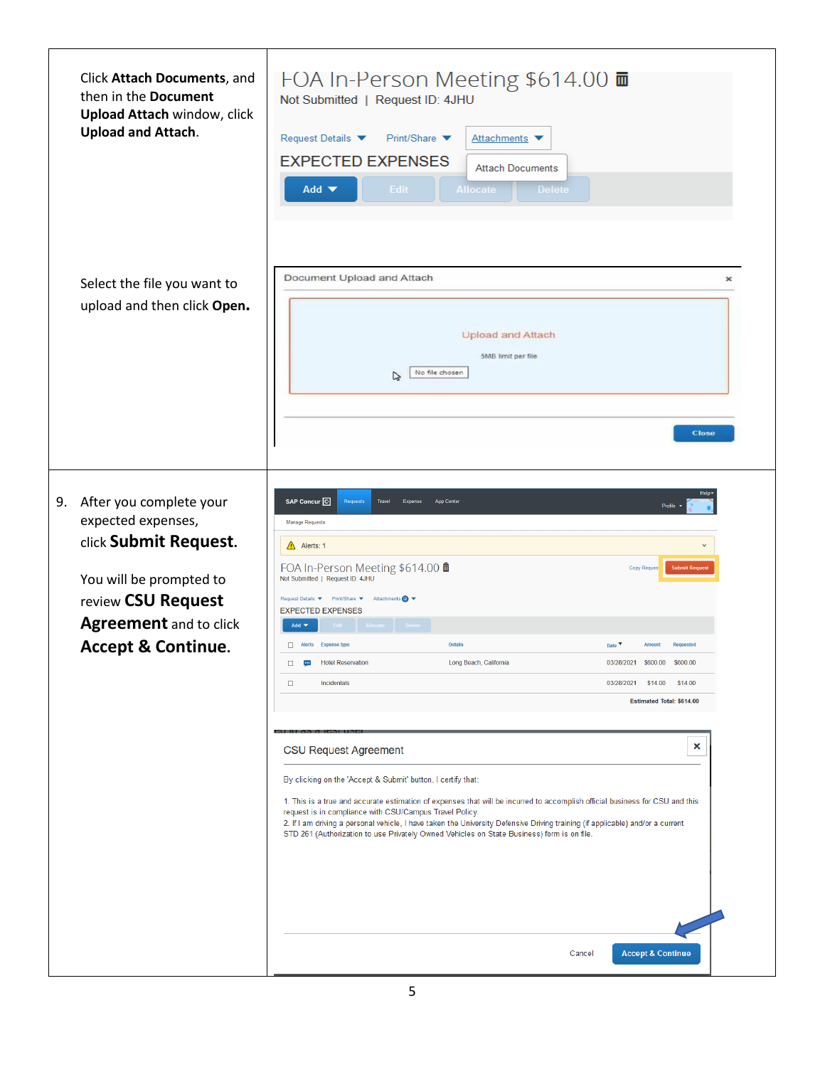Click **Attach Documents**, and then in the **Document Upload Attach** window, click **Upload and Attach**.

Select the file you want to upload and then click **Open.**

9. After you complete your expected expenses, click **Submit Request**.

   You will be prompted to review **CSU Request Agreement** and to click **Accept & Continue**.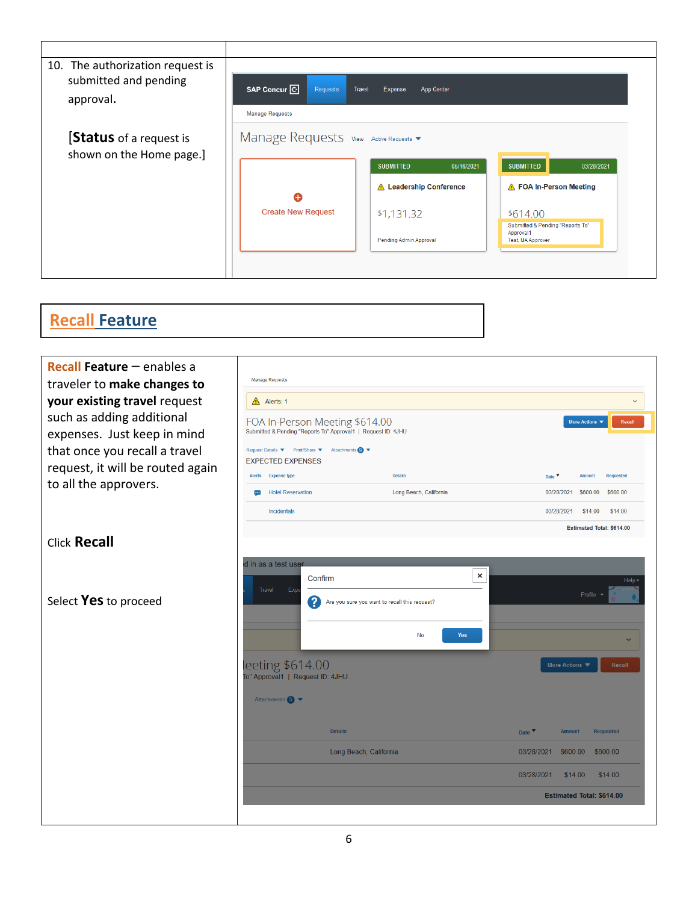10. The authorization request is submitted and pending approval.

**[Status** of a request is shown on the Home page.]

## Recall Feature

**Recall Feature** – enables a traveler to **make changes to your existing travel** request such as adding additional expenses. Just keep in mind that once you recall a travel request, it will be routed again to all the approvers.

Click **Recall**

Select **Yes** to proceed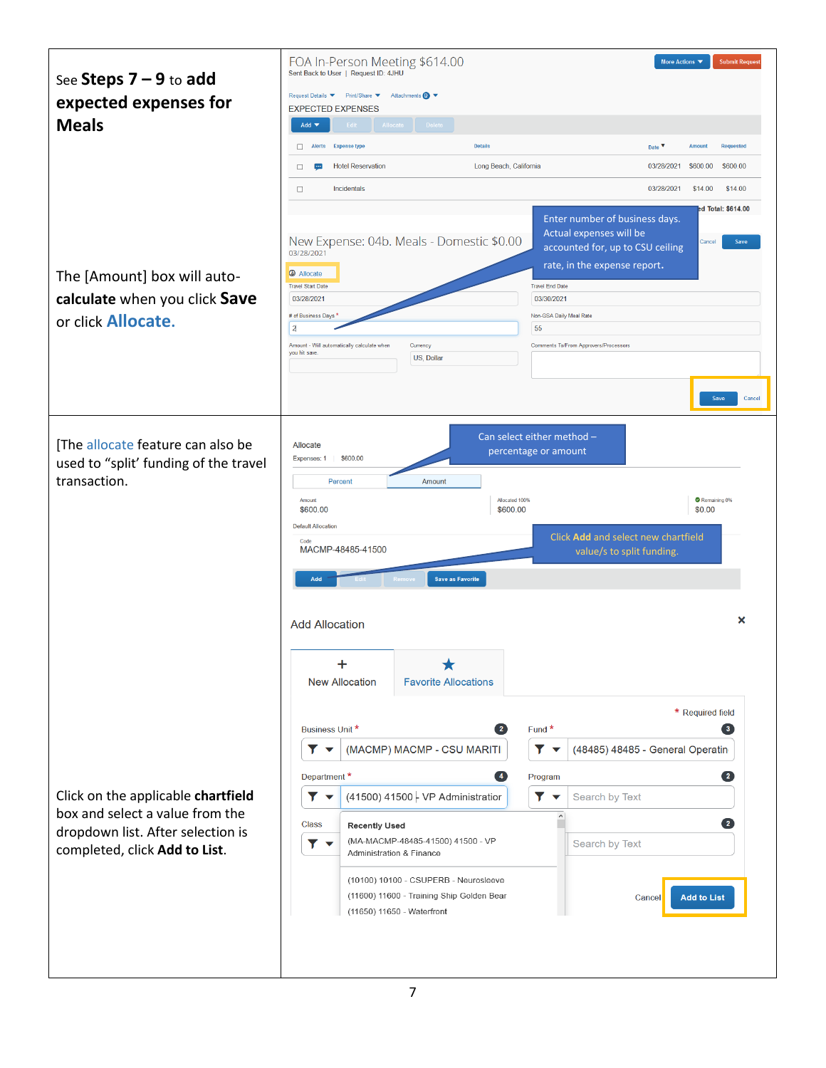See **Steps 7 – 9** to **add expected expenses for Meals**

The [Amount] box will auto-calculate when you click **Save** or click **Allocate.**

FOA In-Person Meeting $614.00

Sent Back to User | Request ID: 4JHU

More Actions | Submit Request

Request Details | Print/Share | Attachments

EXPECTED EXPENSES

Add | Edit | Allocate | Delete

| Alerts | Expense type | Details | Date | Amount | Requested |
|---|---|---|---|---|---|
| | Hotel Reservation | Long Beach, California | 03/28/2021 | $600.00 | $600.00 |
| | Incidentals | | 03/28/2021 | $14.00 | $14.00 |

Total: $614.00

Enter number of business days. Actual expenses will be accounted for, up to CSU ceiling rate, in the expense report.

New Expense: 04b. Meals - Domestic $0.00

03/28/2021

Allocate

Travel Start Date: 03/28/2021

Travel End Date: 03/30/2021

# of Business Days *: 2

Non-GSA Daily Meal Rate: 55

Amount - Will automatically calculate when you hit save.

Currency: US, Dollar

Comments To/From Approvers/Processors

Save | Cancel

[The allocate feature can also be used to "split' funding of the travel transaction.

Can select either method – percentage or amount

Allocate

Expenses: 1 $600.00

Percent | Amount

Amount: $600.00 | Allocated 100%: $600.00 | Remaining 0%: $0.00

Default Allocation

Code: MACMP-48485-41500

Click **Add** and select new chartfield value/s to split funding.

Add | Edit | Remove | Save as Favorite

Click on the applicable **chartfield** box and select a value from the dropdown list. After selection is completed, click **Add to List**.

Add Allocation

New Allocation | Favorite Allocations

\* Required field

Business Unit \*: (MACMP) MACMP - CSU MARITI

Fund \*: (48485) 48485 - General Operatin

Department \*: (41500) 41500 - VP Administratior

Program: Search by Text

Class: Search by Text

Recently Used

(MA-MACMP-48485-41500) 41500 - VP Administration & Finance

(10100) 10100 - CSUPERB - Neurosleeve

(11600) 11600 - Training Ship Golden Bear

(11650) 11650 - Waterfront

Cancel | Add to List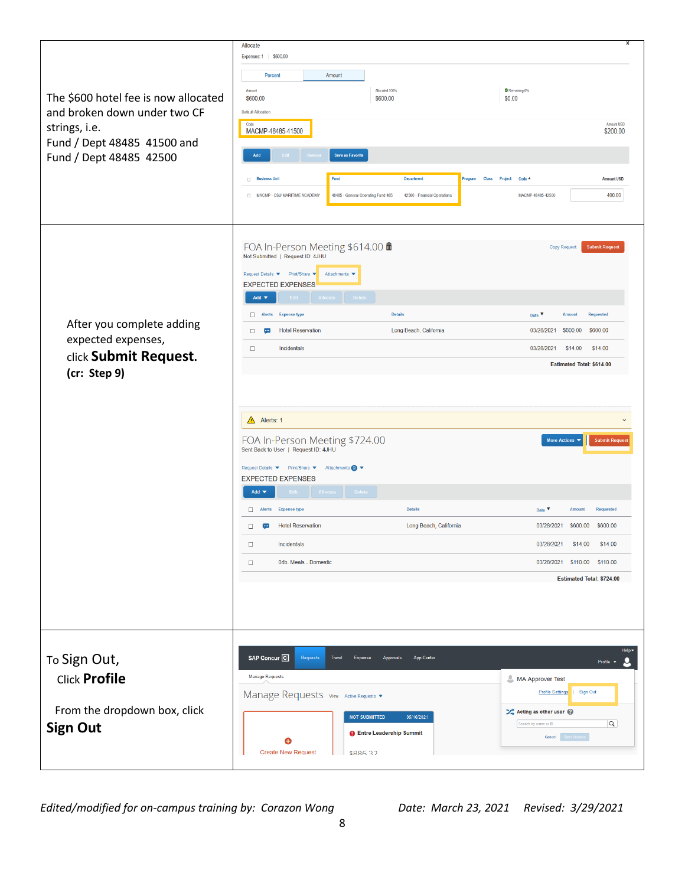| | |
|---|---|
| The $600 hotel fee is now allocated and broken down under two CF strings, i.e.<br>Fund / Dept 48485 41500 and<br>Fund / Dept 48485 42500 | Allocate<br>Expenses: 1 \| $600.00<br>Percent \| Amount<br>Amount $600.00 \| Allocated 100% $600.00 \| Remaining 0% $0.00<br>Default Allocation<br>Code MACMP-48485-41500 \| Amount USD $200.00<br>Add \| Edit \| Remove \| Save as Favorite<br>Business Unit \| Fund \| Department \| Program \| Class \| Project \| Code \| Amount USD<br>MACMP - CSU MARITIME ACADEMY \| 48485 - General Operating Fund 485 \| 42500 - Financial Operations \| MACMP-48485-42500 \| 400.00 |
| After you complete adding expected expenses,<br>click **Submit Request.**<br>**(cr: Step 9)** | FOA In-Person Meeting $614.00<br>Not Submitted \| Request ID: 4JHU<br>Copy Request \| Submit Request<br>Request Details \| Print/Share \| Attachments<br>EXPECTED EXPENSES<br>Add \| Edit \| Allocate \| Delete<br>Alerts \| Expense type \| Details \| Date \| Amount \| Requested<br>Hotel Reservation \| Long Beach, California \| 03/28/2021 \| $600.00 \| $600.00<br>Incidentals \| 03/28/2021 \| $14.00 \| $14.00<br>Estimated Total: $614.00<br><br>Alerts: 1<br>FOA In-Person Meeting $724.00<br>Sent Back to User \| Request ID: 4JHU<br>More Actions \| Submit Request<br>Request Details \| Print/Share \| Attachments<br>EXPECTED EXPENSES<br>Add \| Edit \| Allocate \| Delete<br>Alerts \| Expense type \| Details \| Date \| Amount \| Requested<br>Hotel Reservation \| Long Beach, California \| 03/28/2021 \| $600.00 \| $600.00<br>Incidentals \| 03/28/2021 \| $14.00 \| $14.00<br>04b. Meals - Domestic \| 03/28/2021 \| $110.00 \| $110.00<br>Estimated Total: $724.00 |
| To Sign Out,<br>Click **Profile**<br><br>From the dropdown box, click<br>**Sign Out** | SAP Concur \| Requests \| Travel \| Expense \| Approvals \| App Center \| Help \| Profile<br>Manage Requests<br>Manage Requests View Active Requests<br>Create New Request<br>NOT SUBMITTED 05/16/2021<br>Entre Leadership Summit<br>$886.32<br>MA Approver Test<br>Profile Settings \| Sign Out<br>Acting as other user<br>Search by name or ID<br>Cancel \| Start Session |

*Edited/modified for on-campus training by: Corazon Wong* *Date: March 23, 2021* *Revised: 3/29/2021*